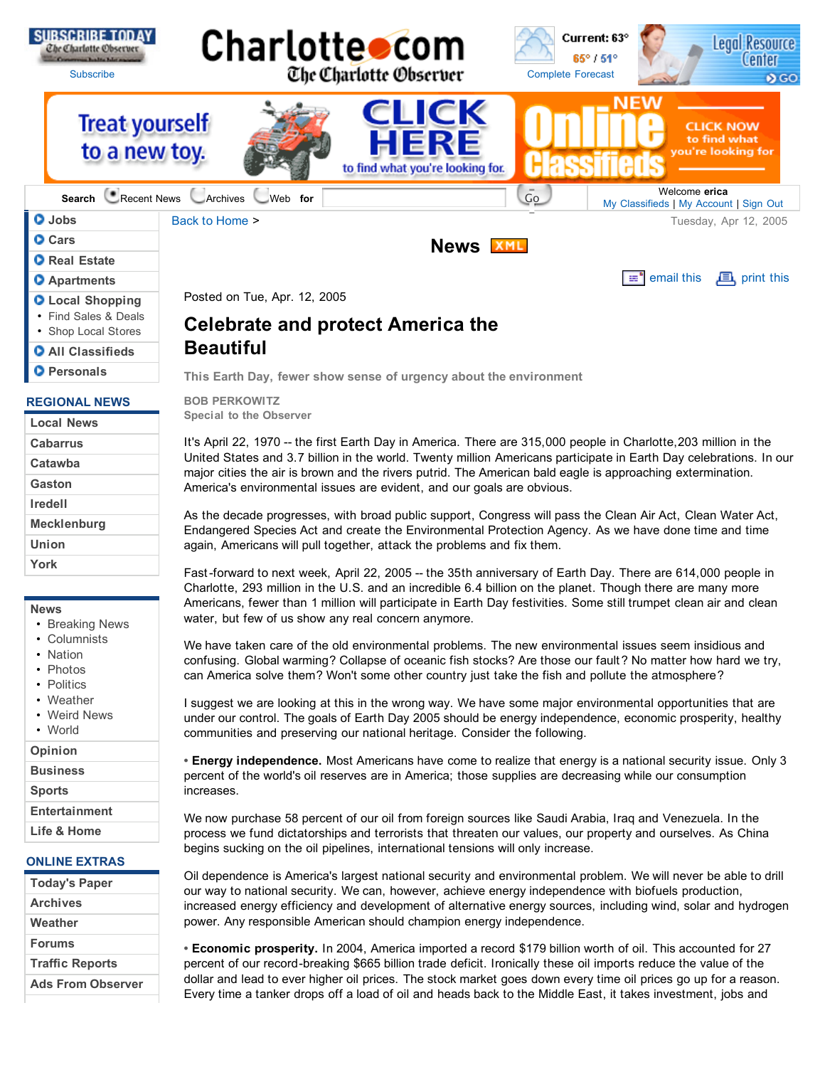Posted on Tue, Apr. 12, 2005

# Celebrate and protect America the Beautiful

**This Earth Day, fewer show sense of urgency about the environment**

**BOB PERKOWITZ**
**Special to the Observer**

It's April 22, 1970 -- the first Earth Day in America. There are 315,000 people in Charlotte,203 million in the United States and 3.7 billion in the world. Twenty million Americans participate in Earth Day celebrations. In our major cities the air is brown and the rivers putrid. The American bald eagle is approaching extermination. America's environmental issues are evident, and our goals are obvious.

As the decade progresses, with broad public support, Congress will pass the Clean Air Act, Clean Water Act, Endangered Species Act and create the Environmental Protection Agency. As we have done time and time again, Americans will pull together, attack the problems and fix them.

Fast-forward to next week, April 22, 2005 -- the 35th anniversary of Earth Day. There are 614,000 people in Charlotte, 293 million in the U.S. and an incredible 6.4 billion on the planet. Though there are many more Americans, fewer than 1 million will participate in Earth Day festivities. Some still trumpet clean air and clean water, but few of us show any real concern anymore.

We have taken care of the old environmental problems. The new environmental issues seem insidious and confusing. Global warming? Collapse of oceanic fish stocks? Are those our fault? No matter how hard we try, can America solve them? Won't some other country just take the fish and pollute the atmosphere?

I suggest we are looking at this in the wrong way. We have some major environmental opportunities that are under our control. The goals of Earth Day 2005 should be energy independence, economic prosperity, healthy communities and preserving our national heritage. Consider the following.

• **Energy independence.** Most Americans have come to realize that energy is a national security issue. Only 3 percent of the world's oil reserves are in America; those supplies are decreasing while our consumption increases.

We now purchase 58 percent of our oil from foreign sources like Saudi Arabia, Iraq and Venezuela. In the process we fund dictatorships and terrorists that threaten our values, our property and ourselves. As China begins sucking on the oil pipelines, international tensions will only increase.

Oil dependence is America's largest national security and environmental problem. We will never be able to drill our way to national security. We can, however, achieve energy independence with biofuels production, increased energy efficiency and development of alternative energy sources, including wind, solar and hydrogen power. Any responsible American should champion energy independence.

• **Economic prosperity.** In 2004, America imported a record $179 billion worth of oil. This accounted for 27 percent of our record-breaking $665 billion trade deficit. Ironically these oil imports reduce the value of the dollar and lead to ever higher oil prices. The stock market goes down every time oil prices go up for a reason. Every time a tanker drops off a load of oil and heads back to the Middle East, it takes investment, jobs and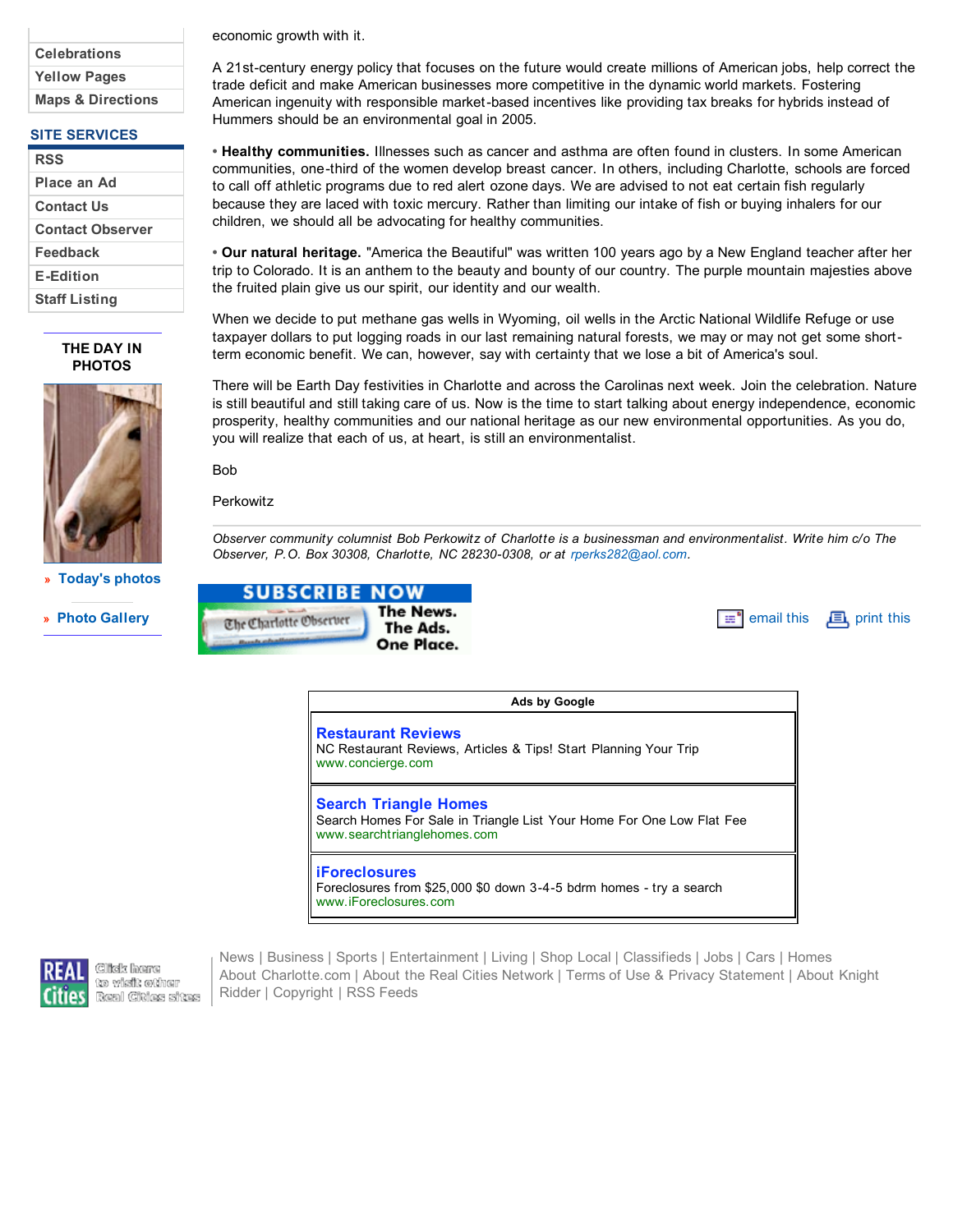economic growth with it.

A 21st-century energy policy that focuses on the future would create millions of American jobs, help correct the trade deficit and make American businesses more competitive in the dynamic world markets. Fostering American ingenuity with responsible market-based incentives like providing tax breaks for hybrids instead of Hummers should be an environmental goal in 2005.

• **Healthy communities.** Illnesses such as cancer and asthma are often found in clusters. In some American communities, one-third of the women develop breast cancer. In others, including Charlotte, schools are forced to call off athletic programs due to red alert ozone days. We are advised to not eat certain fish regularly because they are laced with toxic mercury. Rather than limiting our intake of fish or buying inhalers for our children, we should all be advocating for healthy communities.

• **Our natural heritage.** "America the Beautiful" was written 100 years ago by a New England teacher after her trip to Colorado. It is an anthem to the beauty and bounty of our country. The purple mountain majesties above the fruited plain give us our spirit, our identity and our wealth.

When we decide to put methane gas wells in Wyoming, oil wells in the Arctic National Wildlife Refuge or use taxpayer dollars to put logging roads in our last remaining natural forests, we may or may not get some short-term economic benefit. We can, however, say with certainty that we lose a bit of America's soul.

There will be Earth Day festivities in Charlotte and across the Carolinas next week. Join the celebration. Nature is still beautiful and still taking care of us. Now is the time to start talking about energy independence, economic prosperity, healthy communities and our national heritage as our new environmental opportunities. As you do, you will realize that each of us, at heart, is still an environmentalist.

Bob

Perkowitz

---

*Observer community columnist Bob Perkowitz of Charlotte is a businessman and environmentalist. Write him c/o The Observer, P.O. Box 30308, Charlotte, NC 28230-0308, or at rperks282@aol.com.*